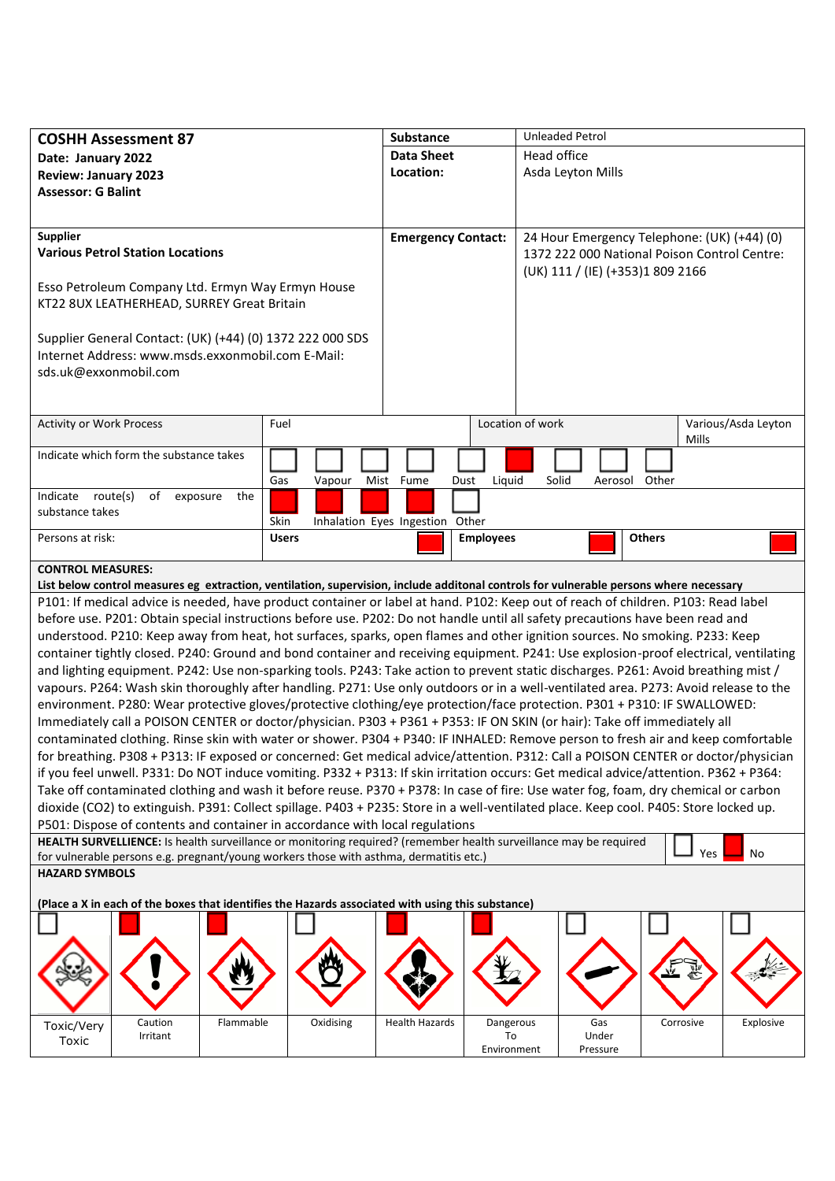| **COSHH Assessment 87**<br>**Date: January 2022**<br>**Review: January 2023**<br>**Assessor: G Balint** | **Substance**<br>**Data Sheet**<br>**Location:** | Unleaded Petrol<br>Head office<br>Asda Leyton Mills |
|---|---|---|
| **Supplier**<br>**Various Petrol Station Locations**<br><br>Esso Petroleum Company Ltd. Ermyn Way Ermyn House KT22 8UX LEATHERHEAD, SURREY Great Britain<br><br>Supplier General Contact: (UK) (+44) (0) 1372 222 000 SDS Internet Address: www.msds.exxonmobil.com E-Mail: sds.uk@exxonmobil.com | **Emergency Contact:** | 24 Hour Emergency Telephone: (UK) (+44) (0) 1372 222 000 National Poison Control Centre: (UK) 111 / (IE) (+353)1 809 2166 |

| Activity or Work Process | Fuel | Location of work | Various/Asda Leyton Mills |
|---|---|---|---|

| Indicate which form the substance takes | Gas ☐ | Vapour ☐ | Mist ☐ | Fume ☐ | Dust ☐ | Liquid ☒ | Solid ☐ | Aerosol ☐ | Other ☐ |
|---|---|---|---|---|---|---|---|---|---|
| Indicate route(s) of exposure the substance takes | Skin ☒ | Inhalation ☒ | Eyes ☒ | Ingestion ☒ | Other ☐ | | | | |
| Persons at risk: | **Users** ☒ | | | **Employees** ☒ | | | **Others** ☒ | | |

**CONTROL MEASURES:**

**List below control measures eg extraction, ventilation, supervision, include additonal controls for vulnerable persons where necessary**

P101: If medical advice is needed, have product container or label at hand. P102: Keep out of reach of children. P103: Read label before use. P201: Obtain special instructions before use. P202: Do not handle until all safety precautions have been read and understood. P210: Keep away from heat, hot surfaces, sparks, open flames and other ignition sources. No smoking. P233: Keep container tightly closed. P240: Ground and bond container and receiving equipment. P241: Use explosion-proof electrical, ventilating and lighting equipment. P242: Use non-sparking tools. P243: Take action to prevent static discharges. P261: Avoid breathing mist / vapours. P264: Wash skin thoroughly after handling. P271: Use only outdoors or in a well-ventilated area. P273: Avoid release to the environment. P280: Wear protective gloves/protective clothing/eye protection/face protection. P301 + P310: IF SWALLOWED: Immediately call a POISON CENTER or doctor/physician. P303 + P361 + P353: IF ON SKIN (or hair): Take off immediately all contaminated clothing. Rinse skin with water or shower. P304 + P340: IF INHALED: Remove person to fresh air and keep comfortable for breathing. P308 + P313: IF exposed or concerned: Get medical advice/attention. P312: Call a POISON CENTER or doctor/physician if you feel unwell. P331: Do NOT induce vomiting. P332 + P313: If skin irritation occurs: Get medical advice/attention. P362 + P364: Take off contaminated clothing and wash it before reuse. P370 + P378: In case of fire: Use water fog, foam, dry chemical or carbon dioxide ($CO_2$) to extinguish. P391: Collect spillage. P403 + P235: Store in a well-ventilated place. Keep cool. P405: Store locked up. P501: Dispose of contents and container in accordance with local regulations

**HEALTH SURVELLIENCE:** Is health surveillance or monitoring required? (remember health surveillance may be required for vulnerable persons e.g. pregnant/young workers those with asthma, dermatitis etc.) ☐ Yes ☒ No

**HAZARD SYMBOLS**

**(Place a X in each of the boxes that identifies the Hazards associated with using this substance)**

| ☐ | ☒ | ☒ | ☐ | ☒ | ☒ | ☐ | ☐ | ☐ |
|---|---|---|---|---|---|---|---|---|
| Toxic/Very Toxic | Caution Irritant | Flammable | Oxidising | Health Hazards | Dangerous To Environment | Gas Under Pressure | Corrosive | Explosive |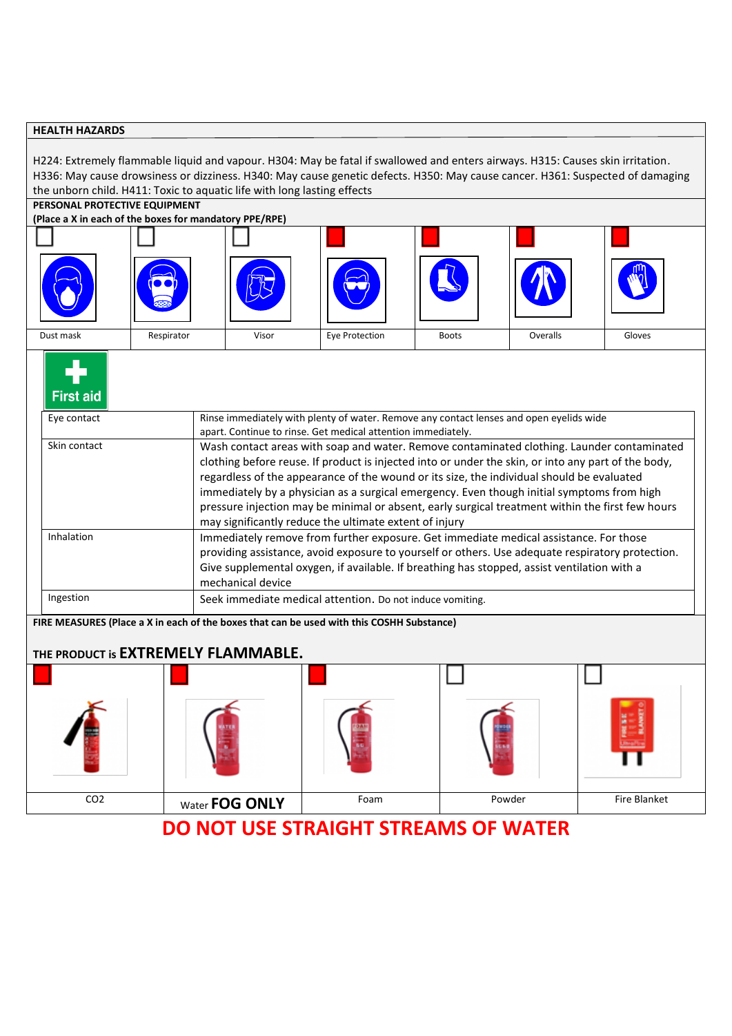**HEALTH HAZARDS**

H224: Extremely flammable liquid and vapour. H304: May be fatal if swallowed and enters airways. H315: Causes skin irritation. H336: May cause drowsiness or dizziness. H340: May cause genetic defects. H350: May cause cancer. H361: Suspected of damaging the unborn child. H411: Toxic to aquatic life with long lasting effects

**PERSONAL PROTECTIVE EQUIPMENT**
**(Place a X in each of the boxes for mandatory PPE/RPE)**

| Dust mask | Respirator | Visor | Eye Protection | Boots | Overalls | Gloves |
|---|---|---|---|---|---|---|
| ☐ | ☐ | ☐ | ■ | ■ | ■ | ■ |

First aid

| | |
|---|---|
| Eye contact | Rinse immediately with plenty of water. Remove any contact lenses and open eyelids wide apart. Continue to rinse. Get medical attention immediately. |
| Skin contact | Wash contact areas with soap and water. Remove contaminated clothing. Launder contaminated clothing before reuse. If product is injected into or under the skin, or into any part of the body, regardless of the appearance of the wound or its size, the individual should be evaluated immediately by a physician as a surgical emergency. Even though initial symptoms from high pressure injection may be minimal or absent, early surgical treatment within the first few hours may significantly reduce the ultimate extent of injury |
| Inhalation | Immediately remove from further exposure. Get immediate medical assistance. For those providing assistance, avoid exposure to yourself or others. Use adequate respiratory protection. Give supplemental oxygen, if available. If breathing has stopped, assist ventilation with a mechanical device |
| Ingestion | Seek immediate medical attention. Do not induce vomiting. |

**FIRE MEASURES (Place a X in each of the boxes that can be used with this COSHH Substance)**

**THE PRODUCT is EXTREMELY FLAMMABLE.**

| CO2 | Water **FOG ONLY** | Foam | Powder | Fire Blanket |
|---|---|---|---|---|
| ■ | ■ | ■ | ☐ | ☐ |

**DO NOT USE STRAIGHT STREAMS OF WATER**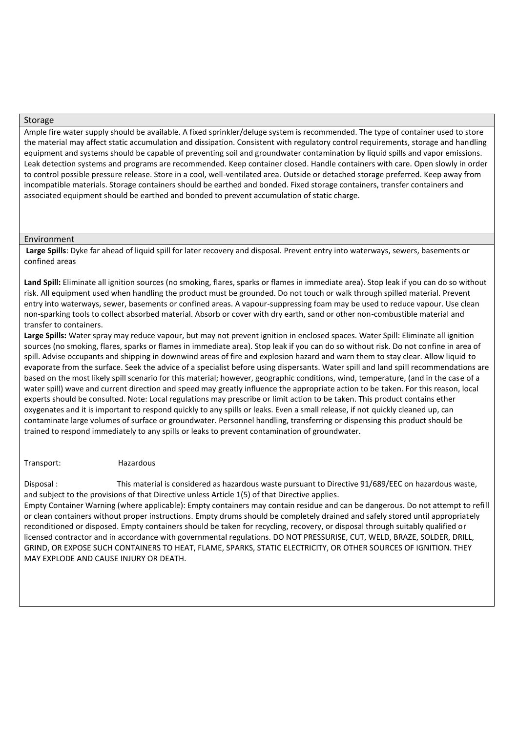## Storage

Ample fire water supply should be available. A fixed sprinkler/deluge system is recommended. The type of container used to store the material may affect static accumulation and dissipation. Consistent with regulatory control requirements, storage and handling equipment and systems should be capable of preventing soil and groundwater contamination by liquid spills and vapor emissions. Leak detection systems and programs are recommended. Keep container closed. Handle containers with care. Open slowly in order to control possible pressure release. Store in a cool, well-ventilated area. Outside or detached storage preferred. Keep away from incompatible materials. Storage containers should be earthed and bonded. Fixed storage containers, transfer containers and associated equipment should be earthed and bonded to prevent accumulation of static charge.

## Environment

**Large Spills**: Dyke far ahead of liquid spill for later recovery and disposal. Prevent entry into waterways, sewers, basements or confined areas

**Land Spill:** Eliminate all ignition sources (no smoking, flares, sparks or flames in immediate area). Stop leak if you can do so without risk. All equipment used when handling the product must be grounded. Do not touch or walk through spilled material. Prevent entry into waterways, sewer, basements or confined areas. A vapour-suppressing foam may be used to reduce vapour. Use clean non-sparking tools to collect absorbed material. Absorb or cover with dry earth, sand or other non-combustible material and transfer to containers.

**Large Spills:** Water spray may reduce vapour, but may not prevent ignition in enclosed spaces. Water Spill: Eliminate all ignition sources (no smoking, flares, sparks or flames in immediate area). Stop leak if you can do so without risk. Do not confine in area of spill. Advise occupants and shipping in downwind areas of fire and explosion hazard and warn them to stay clear. Allow liquid to evaporate from the surface. Seek the advice of a specialist before using dispersants. Water spill and land spill recommendations are based on the most likely spill scenario for this material; however, geographic conditions, wind, temperature, (and in the case of a water spill) wave and current direction and speed may greatly influence the appropriate action to be taken. For this reason, local experts should be consulted. Note: Local regulations may prescribe or limit action to be taken. This product contains ether oxygenates and it is important to respond quickly to any spills or leaks. Even a small release, if not quickly cleaned up, can contaminate large volumes of surface or groundwater. Personnel handling, transferring or dispensing this product should be trained to respond immediately to any spills or leaks to prevent contamination of groundwater.

Transport: Hazardous

Disposal : This material is considered as hazardous waste pursuant to Directive 91/689/EEC on hazardous waste, and subject to the provisions of that Directive unless Article 1(5) of that Directive applies.

Empty Container Warning (where applicable): Empty containers may contain residue and can be dangerous. Do not attempt to refill or clean containers without proper instructions. Empty drums should be completely drained and safely stored until appropriately reconditioned or disposed. Empty containers should be taken for recycling, recovery, or disposal through suitably qualified or licensed contractor and in accordance with governmental regulations. DO NOT PRESSURISE, CUT, WELD, BRAZE, SOLDER, DRILL, GRIND, OR EXPOSE SUCH CONTAINERS TO HEAT, FLAME, SPARKS, STATIC ELECTRICITY, OR OTHER SOURCES OF IGNITION. THEY MAY EXPLODE AND CAUSE INJURY OR DEATH.